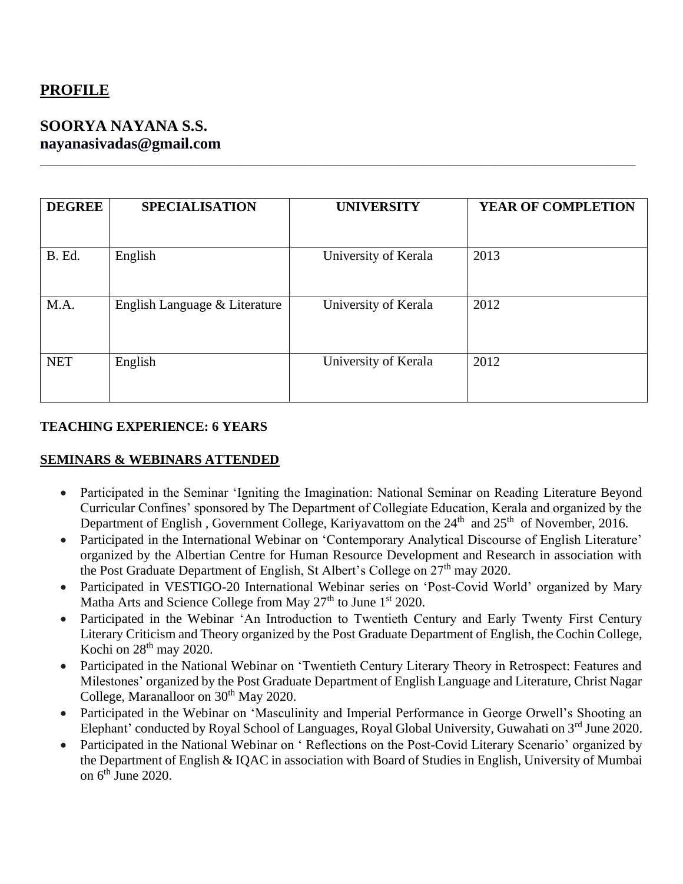## PROFILE

**SOORYA NAYANA S.S.**
**nayanasivadas@gmail.com**

---

| DEGREE | SPECIALISATION | UNIVERSITY | YEAR OF COMPLETION |
|---|---|---|---|
| B. Ed. | English | University of Kerala | 2013 |
| M.A. | English Language & Literature | University of Kerala | 2012 |
| NET | English | University of Kerala | 2012 |

**TEACHING EXPERIENCE: 6 YEARS**

**SEMINARS & WEBINARS ATTENDED**

- Participated in the Seminar 'Igniting the Imagination: National Seminar on Reading Literature Beyond Curricular Confines' sponsored by The Department of Collegiate Education, Kerala and organized by the Department of English , Government College, Kariyavattom on the 24th and 25th of November, 2016.
- Participated in the International Webinar on 'Contemporary Analytical Discourse of English Literature' organized by the Albertian Centre for Human Resource Development and Research in association with the Post Graduate Department of English, St Albert's College on 27th may 2020.
- Participated in VESTIGO-20 International Webinar series on 'Post-Covid World' organized by Mary Matha Arts and Science College from May 27th to June 1st 2020.
- Participated in the Webinar 'An Introduction to Twentieth Century and Early Twenty First Century Literary Criticism and Theory organized by the Post Graduate Department of English, the Cochin College, Kochi on 28th may 2020.
- Participated in the National Webinar on 'Twentieth Century Literary Theory in Retrospect: Features and Milestones' organized by the Post Graduate Department of English Language and Literature, Christ Nagar College, Maranalloor on 30th May 2020.
- Participated in the Webinar on 'Masculinity and Imperial Performance in George Orwell's Shooting an Elephant' conducted by Royal School of Languages, Royal Global University, Guwahati on 3rd June 2020.
- Participated in the National Webinar on ' Reflections on the Post-Covid Literary Scenario' organized by the Department of English & IQAC in association with Board of Studies in English, University of Mumbai on 6th June 2020.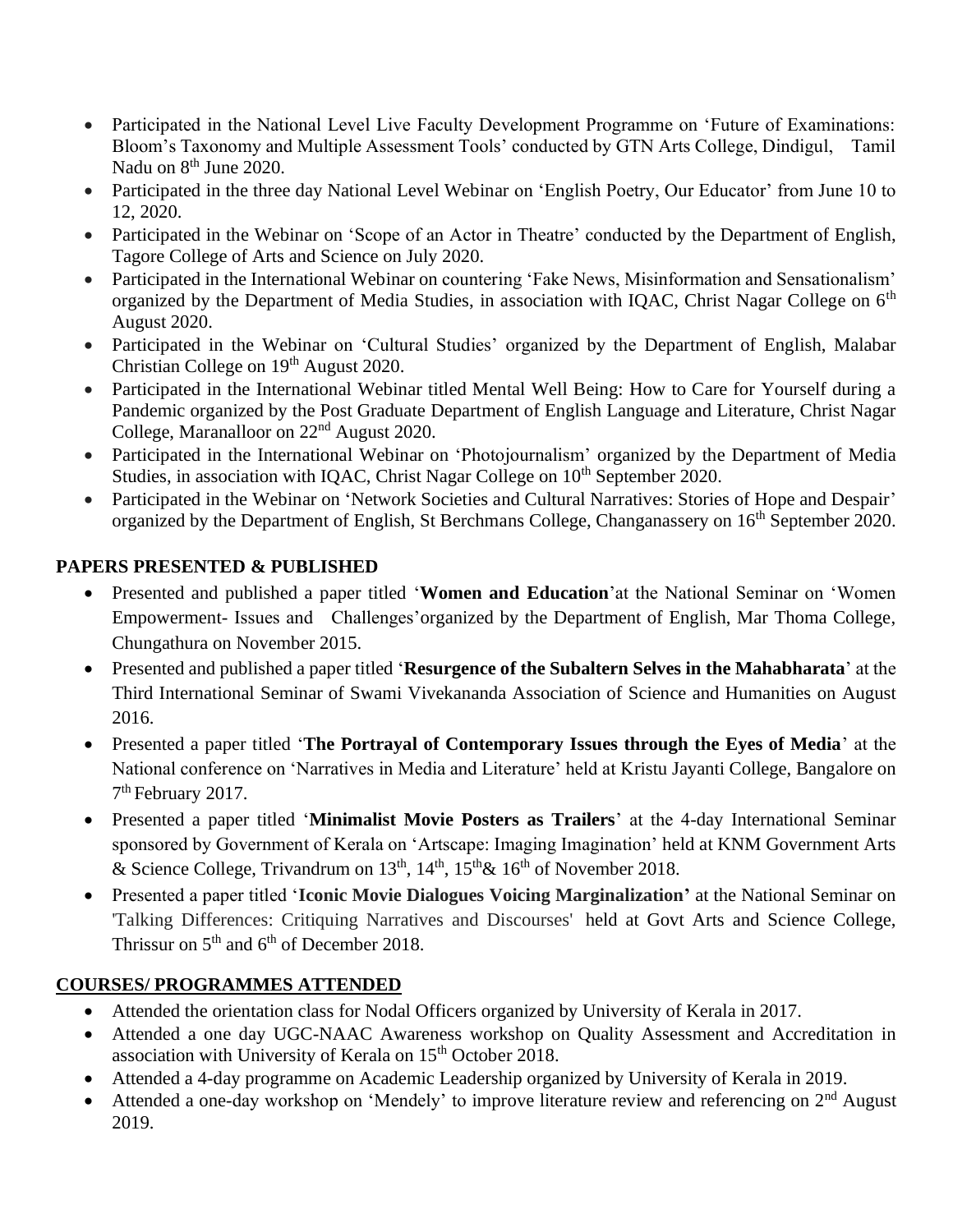- Participated in the National Level Live Faculty Development Programme on 'Future of Examinations: Bloom's Taxonomy and Multiple Assessment Tools' conducted by GTN Arts College, Dindigul, Tamil Nadu on 8th June 2020.
- Participated in the three day National Level Webinar on 'English Poetry, Our Educator' from June 10 to 12, 2020.
- Participated in the Webinar on 'Scope of an Actor in Theatre' conducted by the Department of English, Tagore College of Arts and Science on July 2020.
- Participated in the International Webinar on countering 'Fake News, Misinformation and Sensationalism' organized by the Department of Media Studies, in association with IQAC, Christ Nagar College on 6th August 2020.
- Participated in the Webinar on 'Cultural Studies' organized by the Department of English, Malabar Christian College on 19th August 2020.
- Participated in the International Webinar titled Mental Well Being: How to Care for Yourself during a Pandemic organized by the Post Graduate Department of English Language and Literature, Christ Nagar College, Maranalloor on 22nd August 2020.
- Participated in the International Webinar on 'Photojournalism' organized by the Department of Media Studies, in association with IQAC, Christ Nagar College on 10th September 2020.
- Participated in the Webinar on 'Network Societies and Cultural Narratives: Stories of Hope and Despair' organized by the Department of English, St Berchmans College, Changanassery on 16th September 2020.

**PAPERS PRESENTED & PUBLISHED**

- Presented and published a paper titled '**Women and Education**'at the National Seminar on 'Women Empowerment- Issues and Challenges'organized by the Department of English, Mar Thoma College, Chungathura on November 2015.
- Presented and published a paper titled '**Resurgence of the Subaltern Selves in the Mahabharata**' at the Third International Seminar of Swami Vivekananda Association of Science and Humanities on August 2016.
- Presented a paper titled '**The Portrayal of Contemporary Issues through the Eyes of Media**' at the National conference on 'Narratives in Media and Literature' held at Kristu Jayanti College, Bangalore on 7th February 2017.
- Presented a paper titled '**Minimalist Movie Posters as Trailers**' at the 4-day International Seminar sponsored by Government of Kerala on 'Artscape: Imaging Imagination' held at KNM Government Arts & Science College, Trivandrum on 13th, 14th, 15th& 16th of November 2018.
- Presented a paper titled '**Iconic Movie Dialogues Voicing Marginalization'** at the National Seminar on 'Talking Differences: Critiquing Narratives and Discourses' held at Govt Arts and Science College, Thrissur on 5th and 6th of December 2018.

**COURSES/ PROGRAMMES ATTENDED**

- Attended the orientation class for Nodal Officers organized by University of Kerala in 2017.
- Attended a one day UGC-NAAC Awareness workshop on Quality Assessment and Accreditation in association with University of Kerala on 15th October 2018.
- Attended a 4-day programme on Academic Leadership organized by University of Kerala in 2019.
- Attended a one-day workshop on 'Mendely' to improve literature review and referencing on 2nd August 2019.